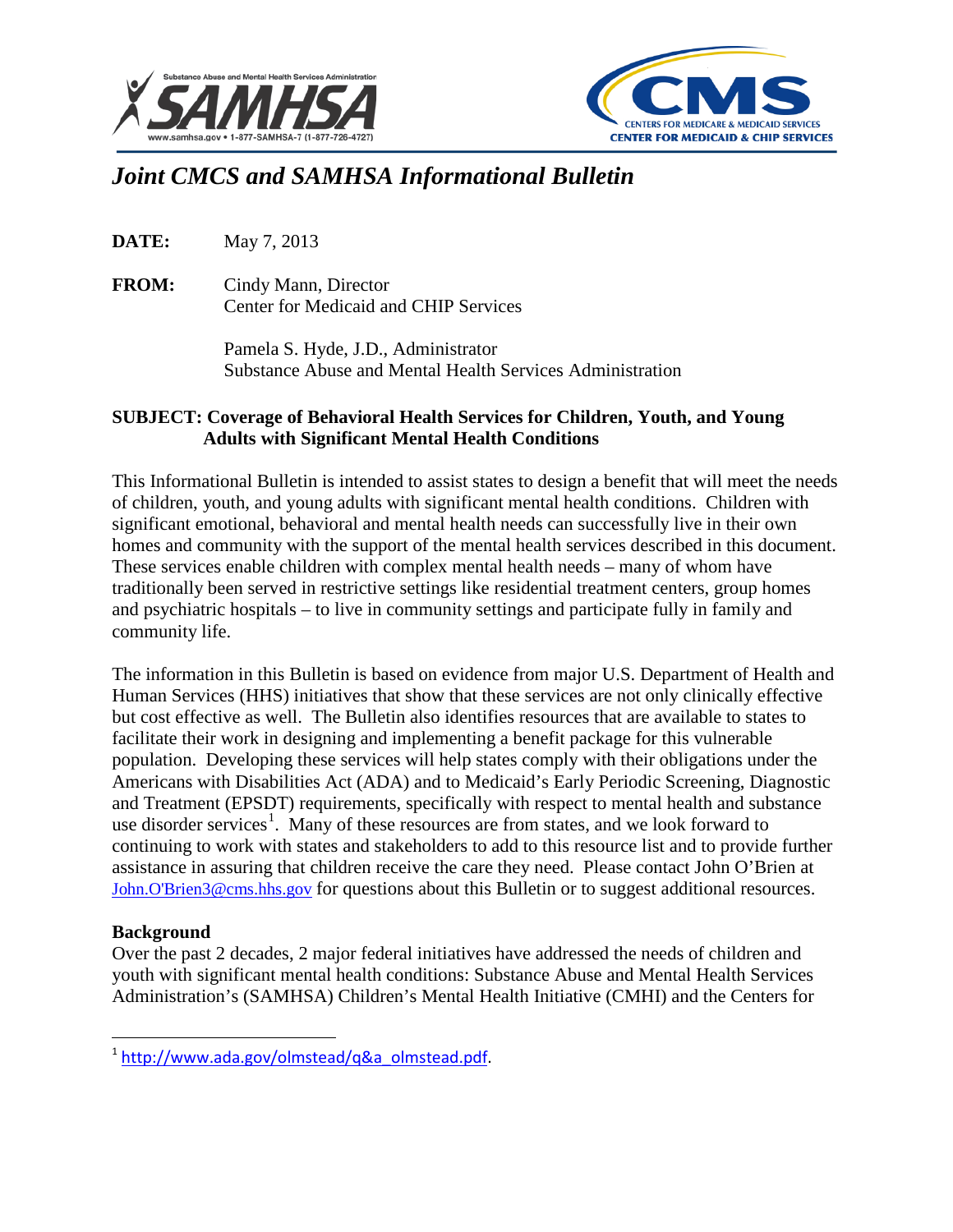# *Joint CMCS and SAMHSA Informational Bulletin*

**DATE:** May 7, 2013

**FROM:** Cindy Mann, Director
Center for Medicaid and CHIP Services

Pamela S. Hyde, J.D., Administrator
Substance Abuse and Mental Health Services Administration

**SUBJECT: Coverage of Behavioral Health Services for Children, Youth, and Young Adults with Significant Mental Health Conditions**

This Informational Bulletin is intended to assist states to design a benefit that will meet the needs of children, youth, and young adults with significant mental health conditions. Children with significant emotional, behavioral and mental health needs can successfully live in their own homes and community with the support of the mental health services described in this document. These services enable children with complex mental health needs – many of whom have traditionally been served in restrictive settings like residential treatment centers, group homes and psychiatric hospitals – to live in community settings and participate fully in family and community life.

The information in this Bulletin is based on evidence from major U.S. Department of Health and Human Services (HHS) initiatives that show that these services are not only clinically effective but cost effective as well. The Bulletin also identifies resources that are available to states to facilitate their work in designing and implementing a benefit package for this vulnerable population. Developing these services will help states comply with their obligations under the Americans with Disabilities Act (ADA) and to Medicaid's Early Periodic Screening, Diagnostic and Treatment (EPSDT) requirements, specifically with respect to mental health and substance use disorder services[1]. Many of these resources are from states, and we look forward to continuing to work with states and stakeholders to add to this resource list and to provide further assistance in assuring that children receive the care they need. Please contact John O'Brien at John.O'Brien3@cms.hhs.gov for questions about this Bulletin or to suggest additional resources.

**Background**

Over the past 2 decades, 2 major federal initiatives have addressed the needs of children and youth with significant mental health conditions: Substance Abuse and Mental Health Services Administration's (SAMHSA) Children's Mental Health Initiative (CMHI) and the Centers for

---

[1] http://www.ada.gov/olmstead/q&a_olmstead.pdf.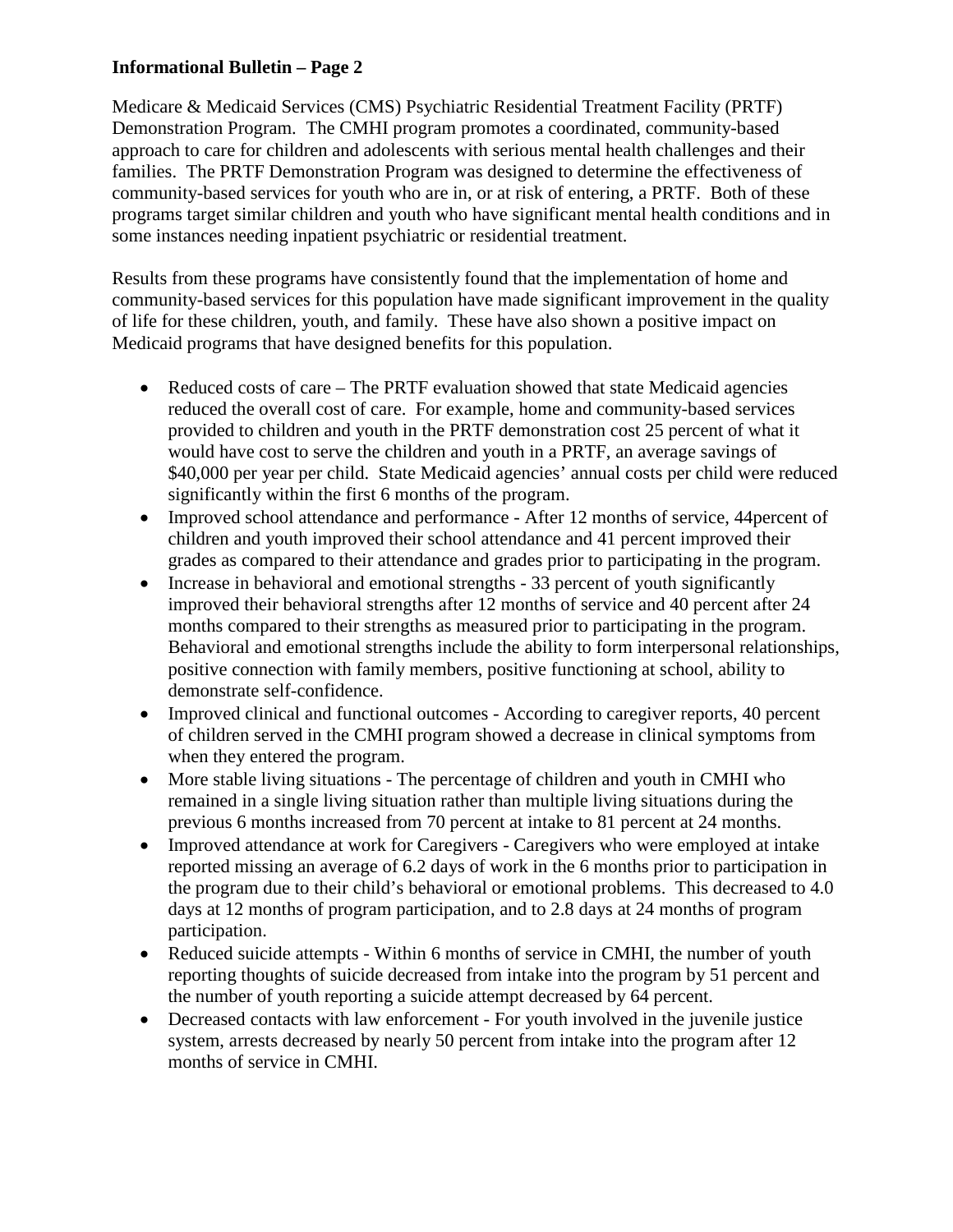Medicare & Medicaid Services (CMS) Psychiatric Residential Treatment Facility (PRTF) Demonstration Program. The CMHI program promotes a coordinated, community-based approach to care for children and adolescents with serious mental health challenges and their families. The PRTF Demonstration Program was designed to determine the effectiveness of community-based services for youth who are in, or at risk of entering, a PRTF. Both of these programs target similar children and youth who have significant mental health conditions and in some instances needing inpatient psychiatric or residential treatment.

Results from these programs have consistently found that the implementation of home and community-based services for this population have made significant improvement in the quality of life for these children, youth, and family. These have also shown a positive impact on Medicaid programs that have designed benefits for this population.

- Reduced costs of care – The PRTF evaluation showed that state Medicaid agencies reduced the overall cost of care. For example, home and community-based services provided to children and youth in the PRTF demonstration cost 25 percent of what it would have cost to serve the children and youth in a PRTF, an average savings of $40,000 per year per child. State Medicaid agencies' annual costs per child were reduced significantly within the first 6 months of the program.
- Improved school attendance and performance - After 12 months of service, 44percent of children and youth improved their school attendance and 41 percent improved their grades as compared to their attendance and grades prior to participating in the program.
- Increase in behavioral and emotional strengths - 33 percent of youth significantly improved their behavioral strengths after 12 months of service and 40 percent after 24 months compared to their strengths as measured prior to participating in the program. Behavioral and emotional strengths include the ability to form interpersonal relationships, positive connection with family members, positive functioning at school, ability to demonstrate self-confidence.
- Improved clinical and functional outcomes - According to caregiver reports, 40 percent of children served in the CMHI program showed a decrease in clinical symptoms from when they entered the program.
- More stable living situations - The percentage of children and youth in CMHI who remained in a single living situation rather than multiple living situations during the previous 6 months increased from 70 percent at intake to 81 percent at 24 months.
- Improved attendance at work for Caregivers - Caregivers who were employed at intake reported missing an average of 6.2 days of work in the 6 months prior to participation in the program due to their child's behavioral or emotional problems. This decreased to 4.0 days at 12 months of program participation, and to 2.8 days at 24 months of program participation.
- Reduced suicide attempts - Within 6 months of service in CMHI, the number of youth reporting thoughts of suicide decreased from intake into the program by 51 percent and the number of youth reporting a suicide attempt decreased by 64 percent.
- Decreased contacts with law enforcement - For youth involved in the juvenile justice system, arrests decreased by nearly 50 percent from intake into the program after 12 months of service in CMHI.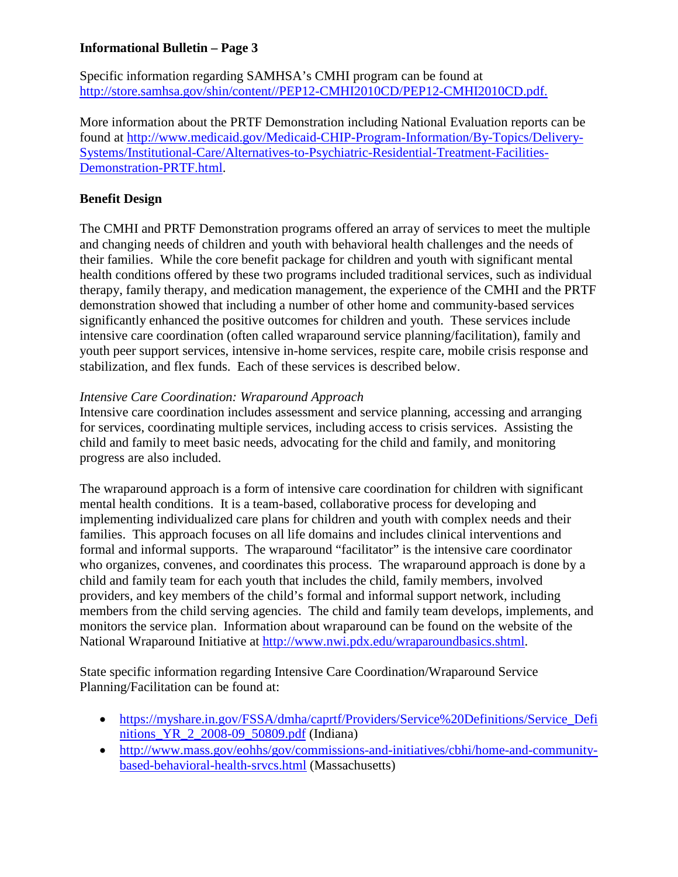Specific information regarding SAMHSA's CMHI program can be found at http://store.samhsa.gov/shin/content//PEP12-CMHI2010CD/PEP12-CMHI2010CD.pdf.

More information about the PRTF Demonstration including National Evaluation reports can be found at http://www.medicaid.gov/Medicaid-CHIP-Program-Information/By-Topics/Delivery-Systems/Institutional-Care/Alternatives-to-Psychiatric-Residential-Treatment-Facilities-Demonstration-PRTF.html.

## Benefit Design

The CMHI and PRTF Demonstration programs offered an array of services to meet the multiple and changing needs of children and youth with behavioral health challenges and the needs of their families. While the core benefit package for children and youth with significant mental health conditions offered by these two programs included traditional services, such as individual therapy, family therapy, and medication management, the experience of the CMHI and the PRTF demonstration showed that including a number of other home and community-based services significantly enhanced the positive outcomes for children and youth. These services include intensive care coordination (often called wraparound service planning/facilitation), family and youth peer support services, intensive in-home services, respite care, mobile crisis response and stabilization, and flex funds. Each of these services is described below.

*Intensive Care Coordination: Wraparound Approach*

Intensive care coordination includes assessment and service planning, accessing and arranging for services, coordinating multiple services, including access to crisis services. Assisting the child and family to meet basic needs, advocating for the child and family, and monitoring progress are also included.

The wraparound approach is a form of intensive care coordination for children with significant mental health conditions. It is a team-based, collaborative process for developing and implementing individualized care plans for children and youth with complex needs and their families. This approach focuses on all life domains and includes clinical interventions and formal and informal supports. The wraparound "facilitator" is the intensive care coordinator who organizes, convenes, and coordinates this process. The wraparound approach is done by a child and family team for each youth that includes the child, family members, involved providers, and key members of the child's formal and informal support network, including members from the child serving agencies. The child and family team develops, implements, and monitors the service plan. Information about wraparound can be found on the website of the National Wraparound Initiative at http://www.nwi.pdx.edu/wraparoundbasics.shtml.

State specific information regarding Intensive Care Coordination/Wraparound Service Planning/Facilitation can be found at:

- https://myshare.in.gov/FSSA/dmha/caprtf/Providers/Service%20Definitions/Service_Definitions_YR_2_2008-09_50809.pdf (Indiana)
- http://www.mass.gov/eohhs/gov/commissions-and-initiatives/cbhi/home-and-community-based-behavioral-health-srvcs.html (Massachusetts)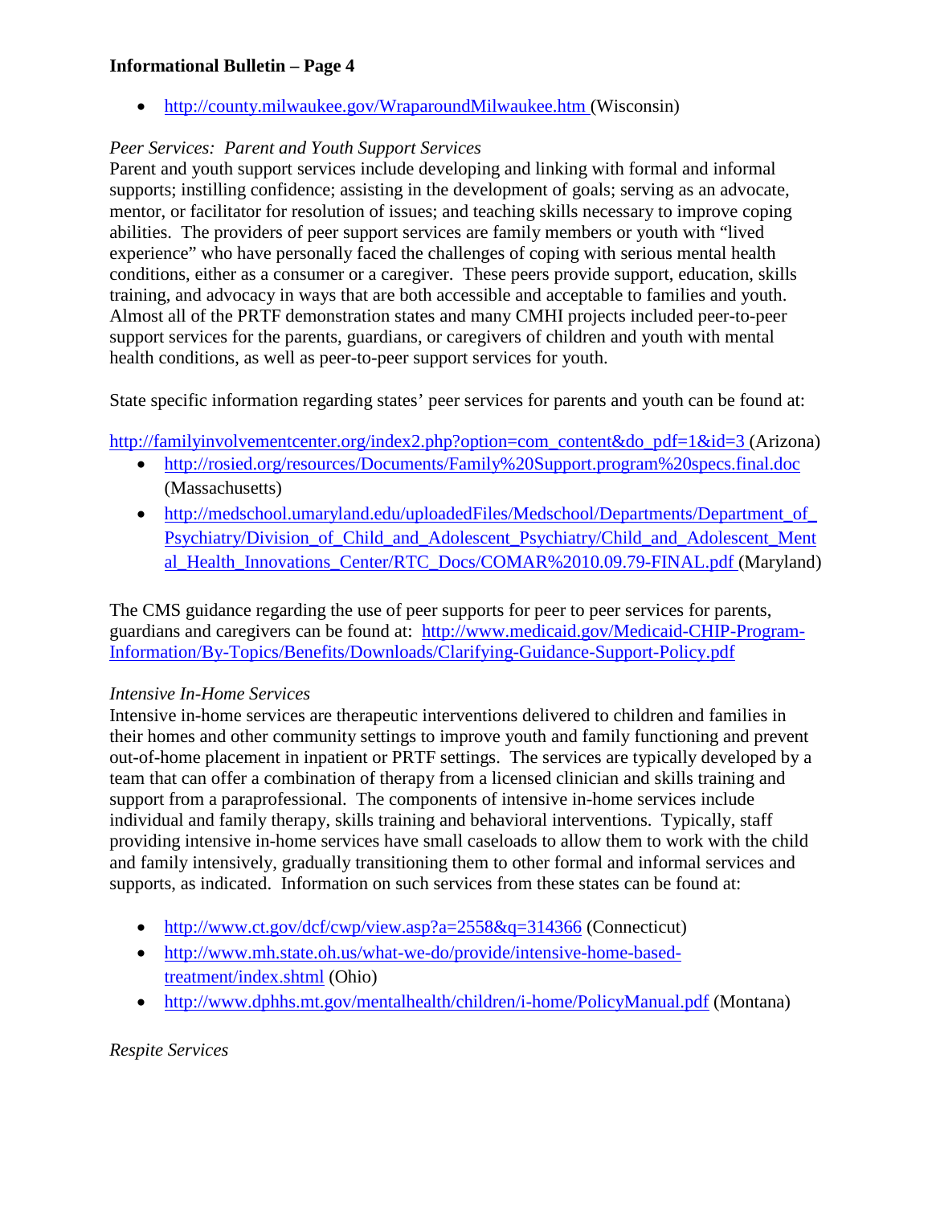- http://county.milwaukee.gov/WraparoundMilwaukee.htm (Wisconsin)

*Peer Services: Parent and Youth Support Services*

Parent and youth support services include developing and linking with formal and informal supports; instilling confidence; assisting in the development of goals; serving as an advocate, mentor, or facilitator for resolution of issues; and teaching skills necessary to improve coping abilities. The providers of peer support services are family members or youth with "lived experience" who have personally faced the challenges of coping with serious mental health conditions, either as a consumer or a caregiver. These peers provide support, education, skills training, and advocacy in ways that are both accessible and acceptable to families and youth. Almost all of the PRTF demonstration states and many CMHI projects included peer-to-peer support services for the parents, guardians, or caregivers of children and youth with mental health conditions, as well as peer-to-peer support services for youth.

State specific information regarding states' peer services for parents and youth can be found at:

http://familyinvolvementcenter.org/index2.php?option=com_content&do_pdf=1&id=3 (Arizona)

- http://rosied.org/resources/Documents/Family%20Support.program%20specs.final.doc (Massachusetts)
- http://medschool.umaryland.edu/uploadedFiles/Medschool/Departments/Department_of_Psychiatry/Division_of_Child_and_Adolescent_Psychiatry/Child_and_Adolescent_Mental_Health_Innovations_Center/RTC_Docs/COMAR%2010.09.79-FINAL.pdf (Maryland)

The CMS guidance regarding the use of peer supports for peer to peer services for parents, guardians and caregivers can be found at: http://www.medicaid.gov/Medicaid-CHIP-Program-Information/By-Topics/Benefits/Downloads/Clarifying-Guidance-Support-Policy.pdf

*Intensive In-Home Services*

Intensive in-home services are therapeutic interventions delivered to children and families in their homes and other community settings to improve youth and family functioning and prevent out-of-home placement in inpatient or PRTF settings. The services are typically developed by a team that can offer a combination of therapy from a licensed clinician and skills training and support from a paraprofessional. The components of intensive in-home services include individual and family therapy, skills training and behavioral interventions. Typically, staff providing intensive in-home services have small caseloads to allow them to work with the child and family intensively, gradually transitioning them to other formal and informal services and supports, as indicated. Information on such services from these states can be found at:

- http://www.ct.gov/dcf/cwp/view.asp?a=2558&q=314366 (Connecticut)
- http://www.mh.state.oh.us/what-we-do/provide/intensive-home-based-treatment/index.shtml (Ohio)
- http://www.dphhs.mt.gov/mentalhealth/children/i-home/PolicyManual.pdf (Montana)

*Respite Services*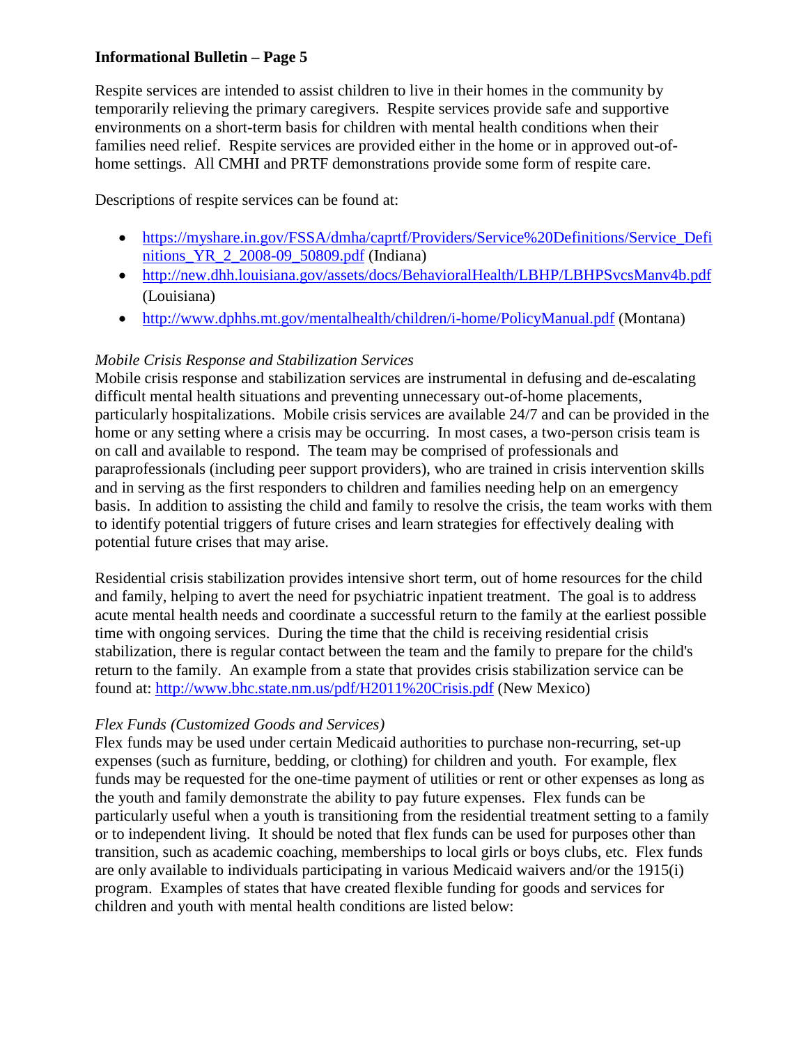Respite services are intended to assist children to live in their homes in the community by temporarily relieving the primary caregivers. Respite services provide safe and supportive environments on a short-term basis for children with mental health conditions when their families need relief. Respite services are provided either in the home or in approved out-of-home settings. All CMHI and PRTF demonstrations provide some form of respite care.

Descriptions of respite services can be found at:

- https://myshare.in.gov/FSSA/dmha/caprtf/Providers/Service%20Definitions/Service_Definitions_YR_2_2008-09_50809.pdf (Indiana)
- http://new.dhh.louisiana.gov/assets/docs/BehavioralHealth/LBHP/LBHPSvcsManv4b.pdf (Louisiana)
- http://www.dphhs.mt.gov/mentalhealth/children/i-home/PolicyManual.pdf (Montana)

*Mobile Crisis Response and Stabilization Services*

Mobile crisis response and stabilization services are instrumental in defusing and de-escalating difficult mental health situations and preventing unnecessary out-of-home placements, particularly hospitalizations. Mobile crisis services are available 24/7 and can be provided in the home or any setting where a crisis may be occurring. In most cases, a two-person crisis team is on call and available to respond. The team may be comprised of professionals and paraprofessionals (including peer support providers), who are trained in crisis intervention skills and in serving as the first responders to children and families needing help on an emergency basis. In addition to assisting the child and family to resolve the crisis, the team works with them to identify potential triggers of future crises and learn strategies for effectively dealing with potential future crises that may arise.

Residential crisis stabilization provides intensive short term, out of home resources for the child and family, helping to avert the need for psychiatric inpatient treatment. The goal is to address acute mental health needs and coordinate a successful return to the family at the earliest possible time with ongoing services. During the time that the child is receiving residential crisis stabilization, there is regular contact between the team and the family to prepare for the child's return to the family. An example from a state that provides crisis stabilization service can be found at: http://www.bhc.state.nm.us/pdf/H2011%20Crisis.pdf (New Mexico)

*Flex Funds (Customized Goods and Services)*

Flex funds may be used under certain Medicaid authorities to purchase non-recurring, set-up expenses (such as furniture, bedding, or clothing) for children and youth. For example, flex funds may be requested for the one-time payment of utilities or rent or other expenses as long as the youth and family demonstrate the ability to pay future expenses. Flex funds can be particularly useful when a youth is transitioning from the residential treatment setting to a family or to independent living. It should be noted that flex funds can be used for purposes other than transition, such as academic coaching, memberships to local girls or boys clubs, etc. Flex funds are only available to individuals participating in various Medicaid waivers and/or the 1915(i) program. Examples of states that have created flexible funding for goods and services for children and youth with mental health conditions are listed below: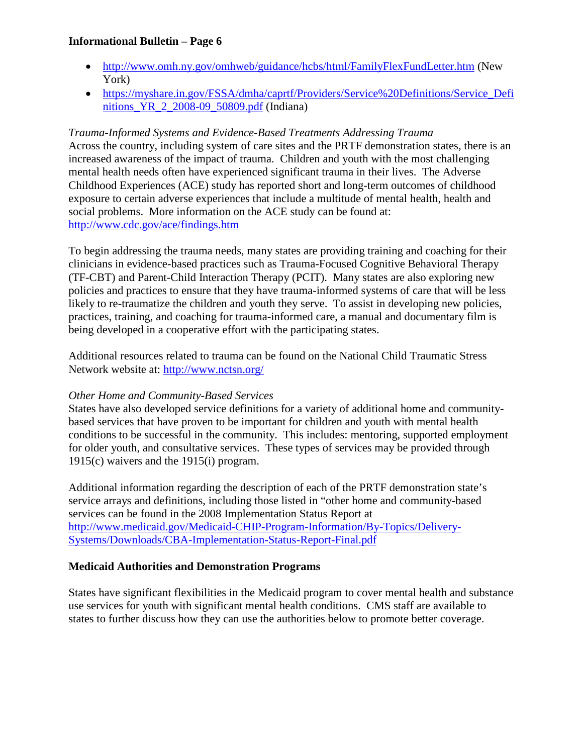- http://www.omh.ny.gov/omhweb/guidance/hcbs/html/FamilyFlexFundLetter.htm (New York)
- https://myshare.in.gov/FSSA/dmha/caprtf/Providers/Service%20Definitions/Service_Definitions_YR_2_2008-09_50809.pdf (Indiana)

*Trauma-Informed Systems and Evidence-Based Treatments Addressing Trauma*

Across the country, including system of care sites and the PRTF demonstration states, there is an increased awareness of the impact of trauma. Children and youth with the most challenging mental health needs often have experienced significant trauma in their lives. The Adverse Childhood Experiences (ACE) study has reported short and long-term outcomes of childhood exposure to certain adverse experiences that include a multitude of mental health, health and social problems. More information on the ACE study can be found at: http://www.cdc.gov/ace/findings.htm

To begin addressing the trauma needs, many states are providing training and coaching for their clinicians in evidence-based practices such as Trauma-Focused Cognitive Behavioral Therapy (TF-CBT) and Parent-Child Interaction Therapy (PCIT). Many states are also exploring new policies and practices to ensure that they have trauma-informed systems of care that will be less likely to re-traumatize the children and youth they serve. To assist in developing new policies, practices, training, and coaching for trauma-informed care, a manual and documentary film is being developed in a cooperative effort with the participating states.

Additional resources related to trauma can be found on the National Child Traumatic Stress Network website at: http://www.nctsn.org/

*Other Home and Community-Based Services*

States have also developed service definitions for a variety of additional home and community-based services that have proven to be important for children and youth with mental health conditions to be successful in the community. This includes: mentoring, supported employment for older youth, and consultative services. These types of services may be provided through 1915(c) waivers and the 1915(i) program.

Additional information regarding the description of each of the PRTF demonstration state's service arrays and definitions, including those listed in "other home and community-based services can be found in the 2008 Implementation Status Report at http://www.medicaid.gov/Medicaid-CHIP-Program-Information/By-Topics/Delivery-Systems/Downloads/CBA-Implementation-Status-Report-Final.pdf

**Medicaid Authorities and Demonstration Programs**

States have significant flexibilities in the Medicaid program to cover mental health and substance use services for youth with significant mental health conditions. CMS staff are available to states to further discuss how they can use the authorities below to promote better coverage.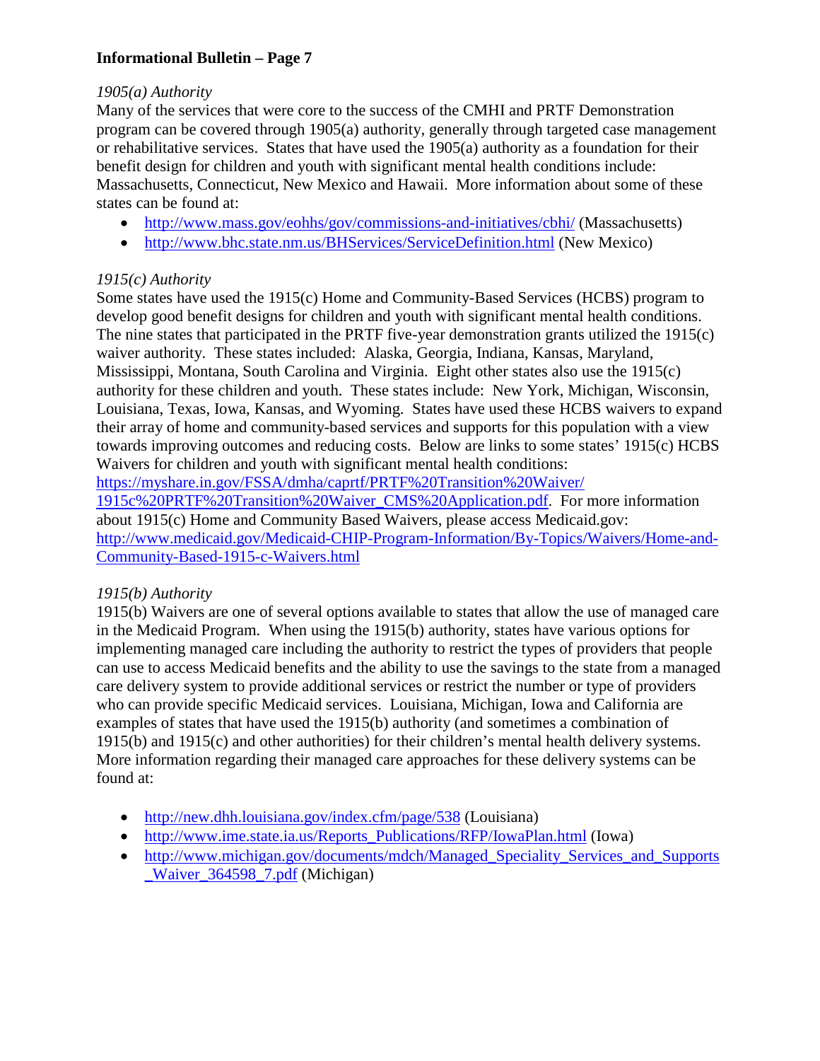*1905(a) Authority*

Many of the services that were core to the success of the CMHI and PRTF Demonstration program can be covered through 1905(a) authority, generally through targeted case management or rehabilitative services. States that have used the 1905(a) authority as a foundation for their benefit design for children and youth with significant mental health conditions include: Massachusetts, Connecticut, New Mexico and Hawaii. More information about some of these states can be found at:

- http://www.mass.gov/eohhs/gov/commissions-and-initiatives/cbhi/ (Massachusetts)
- http://www.bhc.state.nm.us/BHServices/ServiceDefinition.html (New Mexico)

*1915(c) Authority*

Some states have used the 1915(c) Home and Community-Based Services (HCBS) program to develop good benefit designs for children and youth with significant mental health conditions. The nine states that participated in the PRTF five-year demonstration grants utilized the 1915(c) waiver authority. These states included: Alaska, Georgia, Indiana, Kansas, Maryland, Mississippi, Montana, South Carolina and Virginia. Eight other states also use the 1915(c) authority for these children and youth. These states include: New York, Michigan, Wisconsin, Louisiana, Texas, Iowa, Kansas, and Wyoming. States have used these HCBS waivers to expand their array of home and community-based services and supports for this population with a view towards improving outcomes and reducing costs. Below are links to some states' 1915(c) HCBS Waivers for children and youth with significant mental health conditions: https://myshare.in.gov/FSSA/dmha/caprtf/PRTF%20Transition%20Waiver/1915c%20PRTF%20Transition%20Waiver_CMS%20Application.pdf. For more information about 1915(c) Home and Community Based Waivers, please access Medicaid.gov: http://www.medicaid.gov/Medicaid-CHIP-Program-Information/By-Topics/Waivers/Home-and-Community-Based-1915-c-Waivers.html

*1915(b) Authority*

1915(b) Waivers are one of several options available to states that allow the use of managed care in the Medicaid Program. When using the 1915(b) authority, states have various options for implementing managed care including the authority to restrict the types of providers that people can use to access Medicaid benefits and the ability to use the savings to the state from a managed care delivery system to provide additional services or restrict the number or type of providers who can provide specific Medicaid services. Louisiana, Michigan, Iowa and California are examples of states that have used the 1915(b) authority (and sometimes a combination of 1915(b) and 1915(c) and other authorities) for their children's mental health delivery systems. More information regarding their managed care approaches for these delivery systems can be found at:

- http://new.dhh.louisiana.gov/index.cfm/page/538 (Louisiana)
- http://www.ime.state.ia.us/Reports_Publications/RFP/IowaPlan.html (Iowa)
- http://www.michigan.gov/documents/mdch/Managed_Speciality_Services_and_Supports_Waiver_364598_7.pdf (Michigan)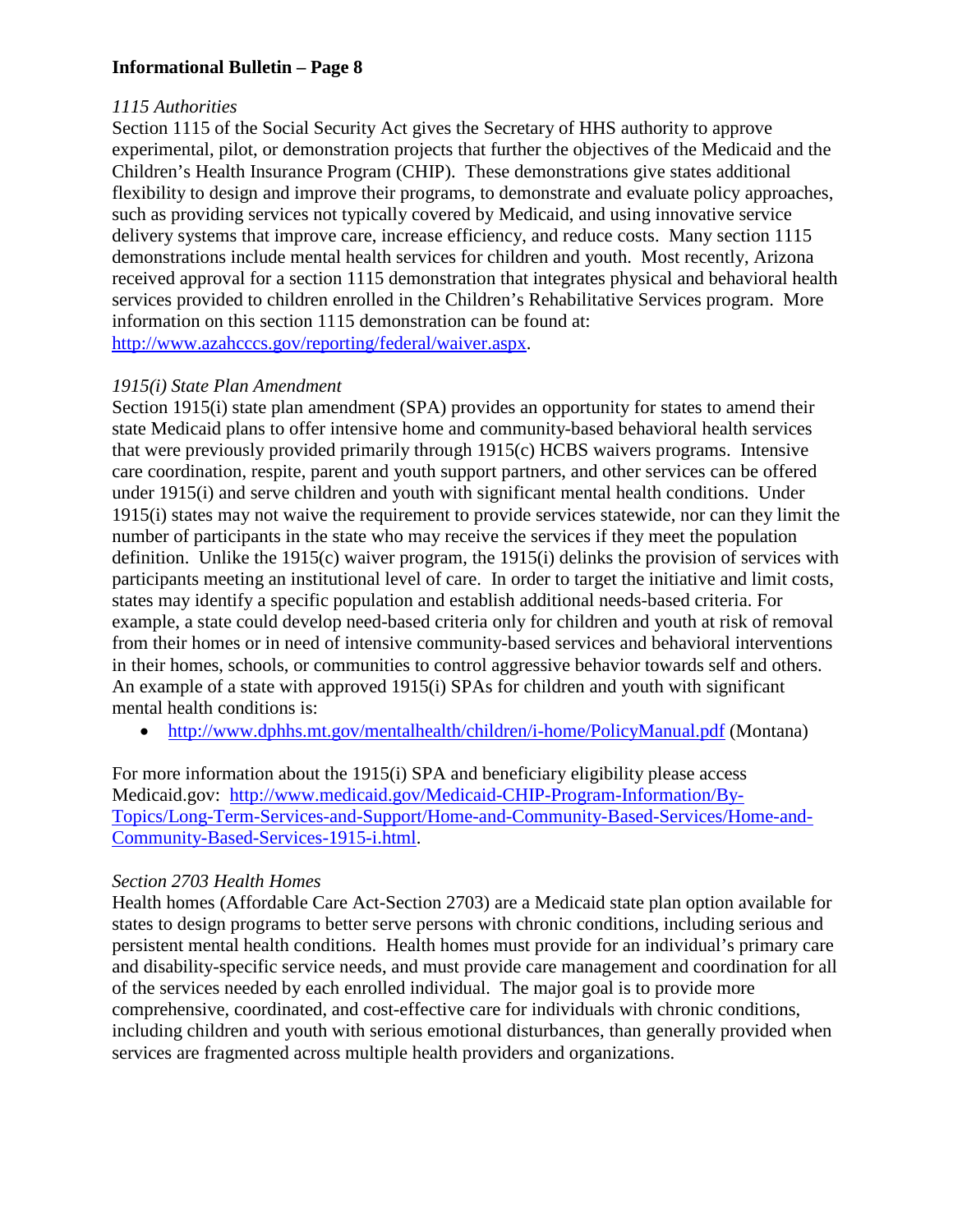*1115 Authorities*

Section 1115 of the Social Security Act gives the Secretary of HHS authority to approve experimental, pilot, or demonstration projects that further the objectives of the Medicaid and the Children's Health Insurance Program (CHIP). These demonstrations give states additional flexibility to design and improve their programs, to demonstrate and evaluate policy approaches, such as providing services not typically covered by Medicaid, and using innovative service delivery systems that improve care, increase efficiency, and reduce costs. Many section 1115 demonstrations include mental health services for children and youth. Most recently, Arizona received approval for a section 1115 demonstration that integrates physical and behavioral health services provided to children enrolled in the Children's Rehabilitative Services program. More information on this section 1115 demonstration can be found at: http://www.azahcccs.gov/reporting/federal/waiver.aspx.

*1915(i) State Plan Amendment*

Section 1915(i) state plan amendment (SPA) provides an opportunity for states to amend their state Medicaid plans to offer intensive home and community-based behavioral health services that were previously provided primarily through 1915(c) HCBS waivers programs. Intensive care coordination, respite, parent and youth support partners, and other services can be offered under 1915(i) and serve children and youth with significant mental health conditions. Under 1915(i) states may not waive the requirement to provide services statewide, nor can they limit the number of participants in the state who may receive the services if they meet the population definition. Unlike the 1915(c) waiver program, the 1915(i) delinks the provision of services with participants meeting an institutional level of care. In order to target the initiative and limit costs, states may identify a specific population and establish additional needs-based criteria. For example, a state could develop need-based criteria only for children and youth at risk of removal from their homes or in need of intensive community-based services and behavioral interventions in their homes, schools, or communities to control aggressive behavior towards self and others. An example of a state with approved 1915(i) SPAs for children and youth with significant mental health conditions is:

- http://www.dphhs.mt.gov/mentalhealth/children/i-home/PolicyManual.pdf (Montana)

For more information about the 1915(i) SPA and beneficiary eligibility please access Medicaid.gov: http://www.medicaid.gov/Medicaid-CHIP-Program-Information/By-Topics/Long-Term-Services-and-Support/Home-and-Community-Based-Services/Home-and-Community-Based-Services-1915-i.html.

*Section 2703 Health Homes*

Health homes (Affordable Care Act-Section 2703) are a Medicaid state plan option available for states to design programs to better serve persons with chronic conditions, including serious and persistent mental health conditions. Health homes must provide for an individual's primary care and disability-specific service needs, and must provide care management and coordination for all of the services needed by each enrolled individual. The major goal is to provide more comprehensive, coordinated, and cost-effective care for individuals with chronic conditions, including children and youth with serious emotional disturbances, than generally provided when services are fragmented across multiple health providers and organizations.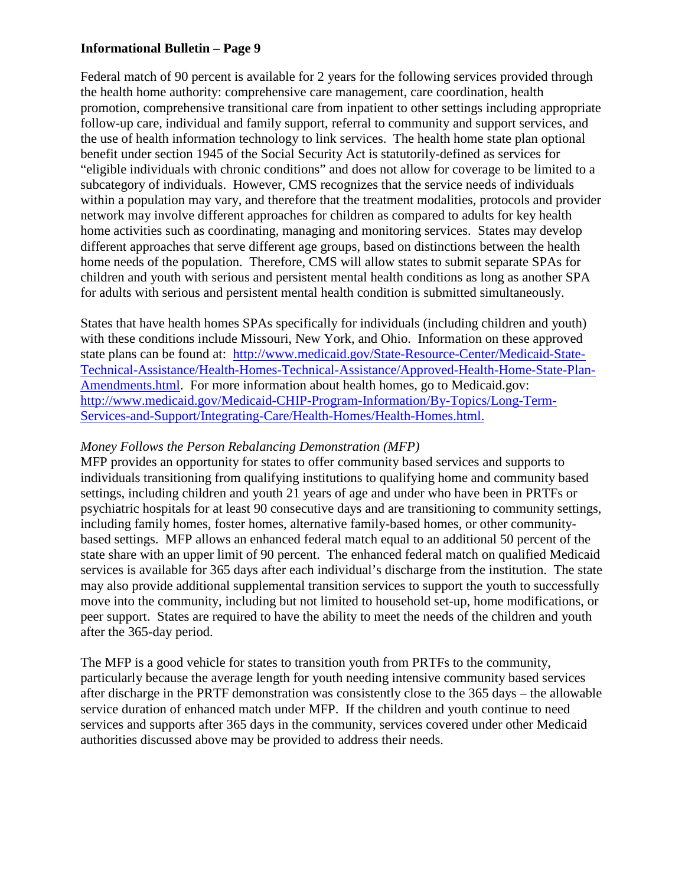Federal match of 90 percent is available for 2 years for the following services provided through the health home authority: comprehensive care management, care coordination, health promotion, comprehensive transitional care from inpatient to other settings including appropriate follow-up care, individual and family support, referral to community and support services, and the use of health information technology to link services. The health home state plan optional benefit under section 1945 of the Social Security Act is statutorily-defined as services for "eligible individuals with chronic conditions" and does not allow for coverage to be limited to a subcategory of individuals. However, CMS recognizes that the service needs of individuals within a population may vary, and therefore that the treatment modalities, protocols and provider network may involve different approaches for children as compared to adults for key health home activities such as coordinating, managing and monitoring services. States may develop different approaches that serve different age groups, based on distinctions between the health home needs of the population. Therefore, CMS will allow states to submit separate SPAs for children and youth with serious and persistent mental health conditions as long as another SPA for adults with serious and persistent mental health condition is submitted simultaneously.

States that have health homes SPAs specifically for individuals (including children and youth) with these conditions include Missouri, New York, and Ohio. Information on these approved state plans can be found at: [http://www.medicaid.gov/State-Resource-Center/Medicaid-State-Technical-Assistance/Health-Homes-Technical-Assistance/Approved-Health-Home-State-Plan-Amendments.html](http://www.medicaid.gov/State-Resource-Center/Medicaid-State-Technical-Assistance/Health-Homes-Technical-Assistance/Approved-Health-Home-State-Plan-Amendments.html). For more information about health homes, go to Medicaid.gov: [http://www.medicaid.gov/Medicaid-CHIP-Program-Information/By-Topics/Long-Term-Services-and-Support/Integrating-Care/Health-Homes/Health-Homes.html.](http://www.medicaid.gov/Medicaid-CHIP-Program-Information/By-Topics/Long-Term-Services-and-Support/Integrating-Care/Health-Homes/Health-Homes.html)

*Money Follows the Person Rebalancing Demonstration (MFP)*

MFP provides an opportunity for states to offer community based services and supports to individuals transitioning from qualifying institutions to qualifying home and community based settings, including children and youth 21 years of age and under who have been in PRTFs or psychiatric hospitals for at least 90 consecutive days and are transitioning to community settings, including family homes, foster homes, alternative family-based homes, or other community-based settings. MFP allows an enhanced federal match equal to an additional 50 percent of the state share with an upper limit of 90 percent. The enhanced federal match on qualified Medicaid services is available for 365 days after each individual's discharge from the institution. The state may also provide additional supplemental transition services to support the youth to successfully move into the community, including but not limited to household set-up, home modifications, or peer support. States are required to have the ability to meet the needs of the children and youth after the 365-day period.

The MFP is a good vehicle for states to transition youth from PRTFs to the community, particularly because the average length for youth needing intensive community based services after discharge in the PRTF demonstration was consistently close to the 365 days – the allowable service duration of enhanced match under MFP. If the children and youth continue to need services and supports after 365 days in the community, services covered under other Medicaid authorities discussed above may be provided to address their needs.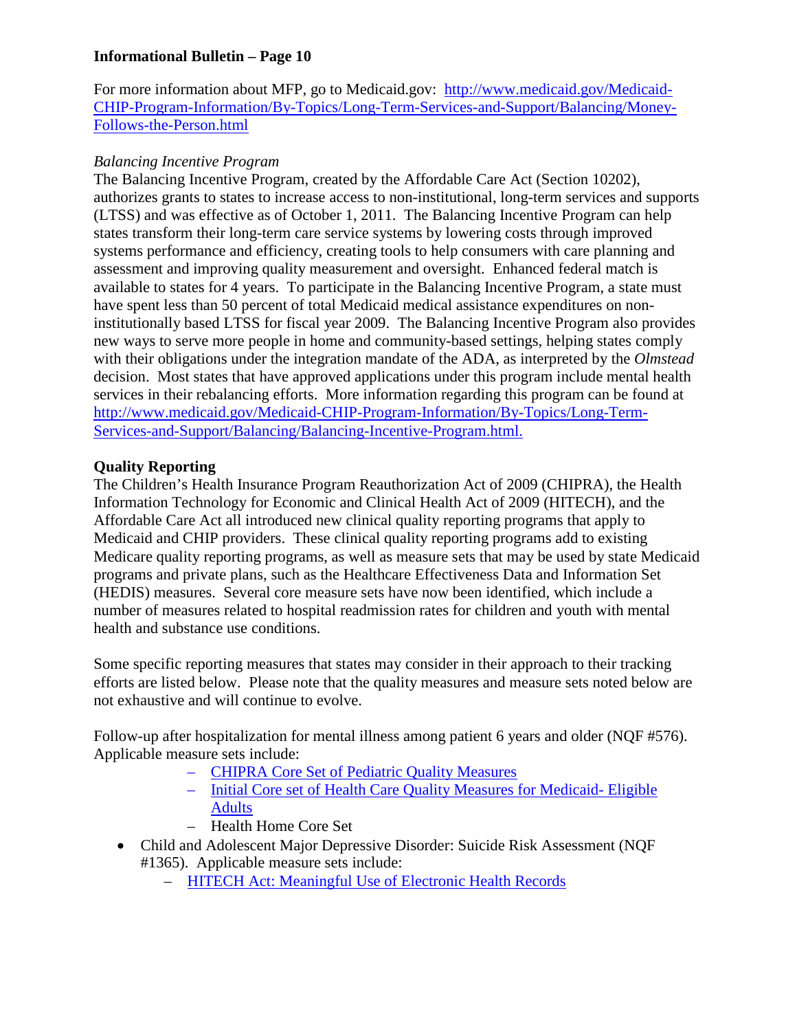For more information about MFP, go to Medicaid.gov: [http://www.medicaid.gov/Medicaid-CHIP-Program-Information/By-Topics/Long-Term-Services-and-Support/Balancing/Money-Follows-the-Person.html](http://www.medicaid.gov/Medicaid-CHIP-Program-Information/By-Topics/Long-Term-Services-and-Support/Balancing/Money-Follows-the-Person.html)

*Balancing Incentive Program*

The Balancing Incentive Program, created by the Affordable Care Act (Section 10202), authorizes grants to states to increase access to non-institutional, long-term services and supports (LTSS) and was effective as of October 1, 2011. The Balancing Incentive Program can help states transform their long-term care service systems by lowering costs through improved systems performance and efficiency, creating tools to help consumers with care planning and assessment and improving quality measurement and oversight. Enhanced federal match is available to states for 4 years. To participate in the Balancing Incentive Program, a state must have spent less than 50 percent of total Medicaid medical assistance expenditures on non-institutionally based LTSS for fiscal year 2009. The Balancing Incentive Program also provides new ways to serve more people in home and community-based settings, helping states comply with their obligations under the integration mandate of the ADA, as interpreted by the *Olmstead* decision. Most states that have approved applications under this program include mental health services in their rebalancing efforts. More information regarding this program can be found at [http://www.medicaid.gov/Medicaid-CHIP-Program-Information/By-Topics/Long-Term-Services-and-Support/Balancing/Balancing-Incentive-Program.html.](http://www.medicaid.gov/Medicaid-CHIP-Program-Information/By-Topics/Long-Term-Services-and-Support/Balancing/Balancing-Incentive-Program.html)

**Quality Reporting**

The Children's Health Insurance Program Reauthorization Act of 2009 (CHIPRA), the Health Information Technology for Economic and Clinical Health Act of 2009 (HITECH), and the Affordable Care Act all introduced new clinical quality reporting programs that apply to Medicaid and CHIP providers. These clinical quality reporting programs add to existing Medicare quality reporting programs, as well as measure sets that may be used by state Medicaid programs and private plans, such as the Healthcare Effectiveness Data and Information Set (HEDIS) measures. Several core measure sets have now been identified, which include a number of measures related to hospital readmission rates for children and youth with mental health and substance use conditions.

Some specific reporting measures that states may consider in their approach to their tracking efforts are listed below. Please note that the quality measures and measure sets noted below are not exhaustive and will continue to evolve.

Follow-up after hospitalization for mental illness among patient 6 years and older (NQF #576). Applicable measure sets include:

- CHIPRA Core Set of Pediatric Quality Measures
- Initial Core set of Health Care Quality Measures for Medicaid- Eligible Adults
- Health Home Core Set

- Child and Adolescent Major Depressive Disorder: Suicide Risk Assessment (NQF #1365). Applicable measure sets include:
  - HITECH Act: Meaningful Use of Electronic Health Records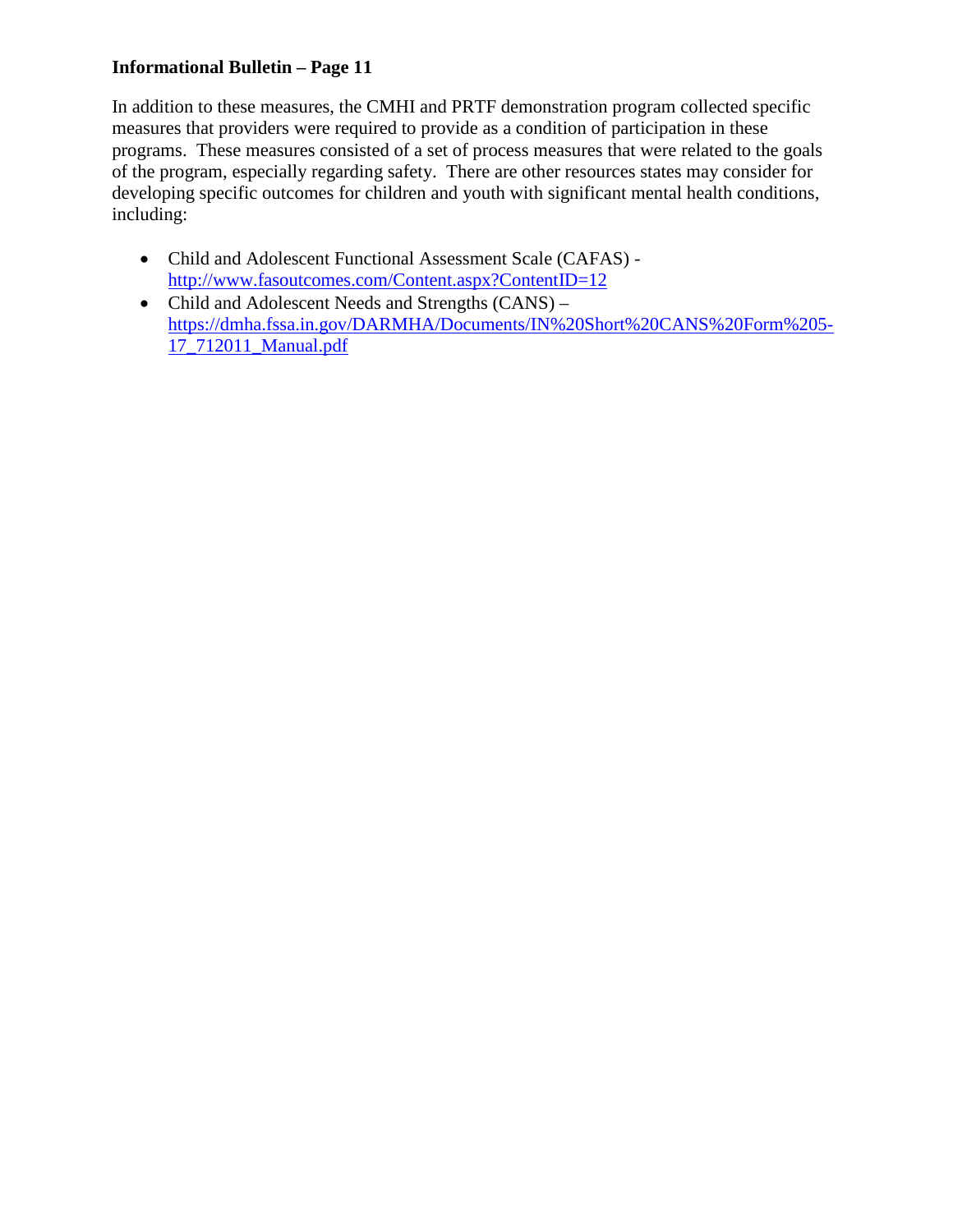In addition to these measures, the CMHI and PRTF demonstration program collected specific measures that providers were required to provide as a condition of participation in these programs. These measures consisted of a set of process measures that were related to the goals of the program, especially regarding safety. There are other resources states may consider for developing specific outcomes for children and youth with significant mental health conditions, including:

- Child and Adolescent Functional Assessment Scale (CAFAS) - http://www.fasoutcomes.com/Content.aspx?ContentID=12
- Child and Adolescent Needs and Strengths (CANS) – https://dmha.fssa.in.gov/DARMHA/Documents/IN%20Short%20CANS%20Form%205-17_712011_Manual.pdf